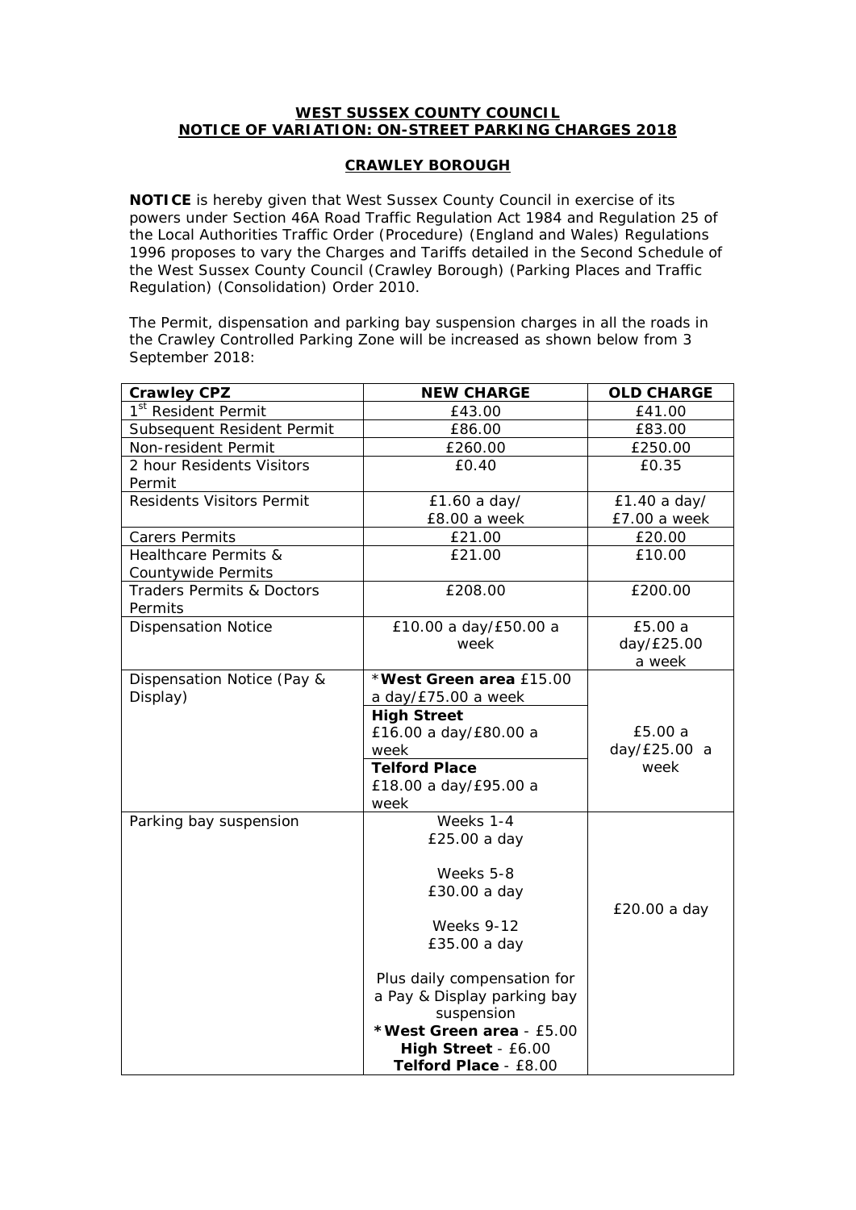**WEST SUSSEX COUNTY COUNCIL**
**NOTICE OF VARIATION: ON-STREET PARKING CHARGES 2018**

**CRAWLEY BOROUGH**

**NOTICE** is hereby given that West Sussex County Council in exercise of its powers under Section 46A Road Traffic Regulation Act 1984 and Regulation 25 of the Local Authorities Traffic Order (Procedure) (England and Wales) Regulations 1996 proposes to vary the Charges and Tariffs detailed in the Second Schedule of the West Sussex County Council (Crawley Borough) (Parking Places and Traffic Regulation) (Consolidation) Order 2010.

The Permit, dispensation and parking bay suspension charges in all the roads in the Crawley Controlled Parking Zone will be increased as shown below from 3 September 2018:

| Crawley CPZ | NEW CHARGE | OLD CHARGE |
|---|---|---|
| 1st Resident Permit | £43.00 | £41.00 |
| Subsequent Resident Permit | £86.00 | £83.00 |
| Non-resident Permit | £260.00 | £250.00 |
| 2 hour Residents Visitors Permit | £0.40 | £0.35 |
| Residents Visitors Permit | £1.60 a day/ £8.00 a week | £1.40 a day/ £7.00 a week |
| Carers Permits | £21.00 | £20.00 |
| Healthcare Permits & Countywide Permits | £21.00 | £10.00 |
| Traders Permits & Doctors Permits | £208.00 | £200.00 |
| Dispensation Notice | £10.00 a day/£50.00 a week | £5.00 a day/£25.00 a week |
| Dispensation Notice (Pay & Display) | ***West Green area** £15.00 a day/£75.00 a week<br>**High Street** £16.00 a day/£80.00 a week<br>**Telford Place** £18.00 a day/£95.00 a week | £5.00 a day/£25.00 a week |
| Parking bay suspension | Weeks 1-4 £25.00 a day<br>Weeks 5-8 £30.00 a day<br>Weeks 9-12 £35.00 a day<br>Plus daily compensation for a Pay & Display parking bay suspension<br>***West Green area** - £5.00<br>**High Street** - £6.00<br>**Telford Place** - £8.00 | £20.00 a day |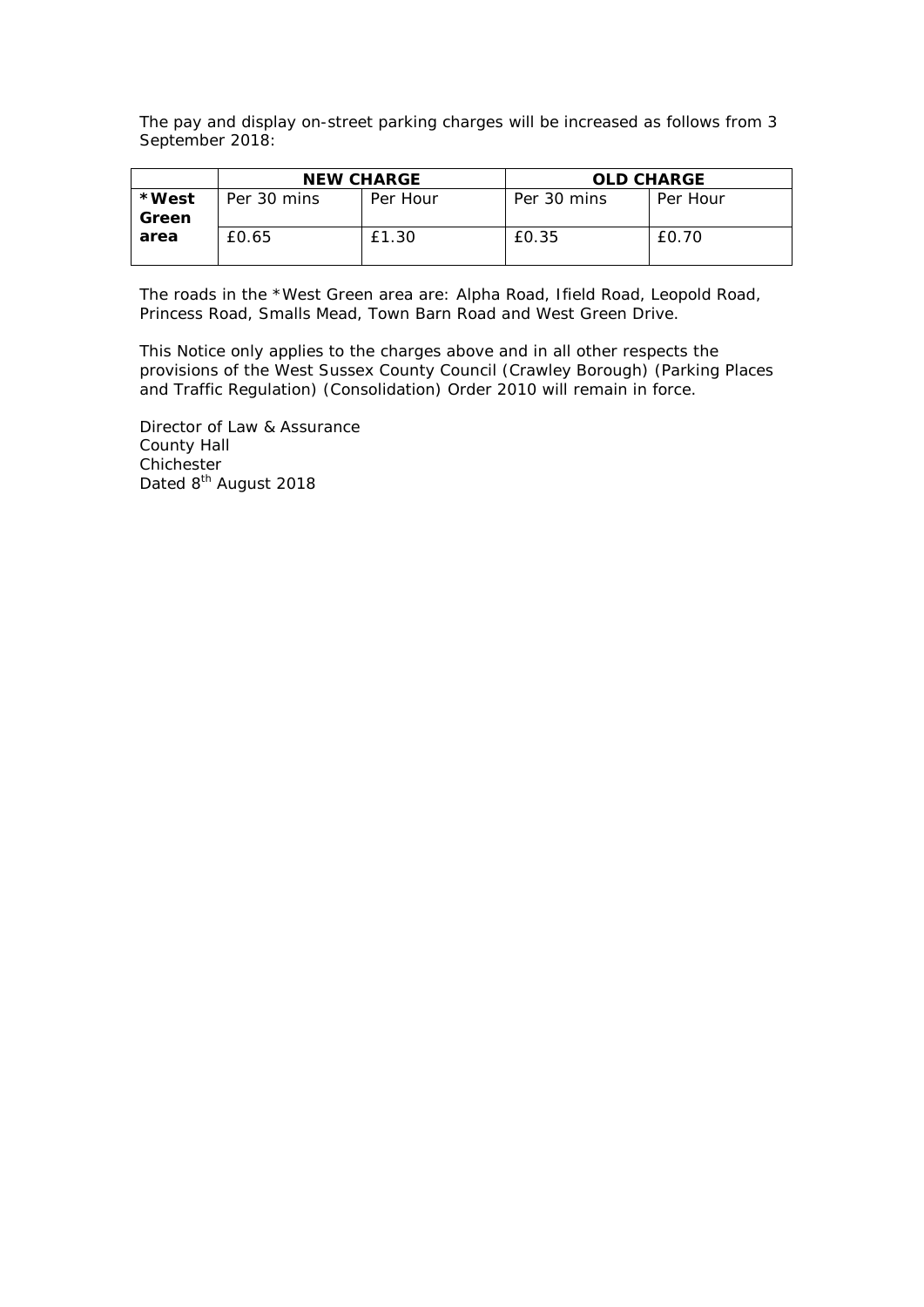The pay and display on-street parking charges will be increased as follows from 3 September 2018:

| | NEW CHARGE | | OLD CHARGE | |
|---|---|---|---|---|
| ***West Green area** | Per 30 mins | Per Hour | Per 30 mins | Per Hour |
| | £0.65 | £1.30 | £0.35 | £0.70 |

The roads in the *West Green area are: Alpha Road, Ifield Road, Leopold Road, Princess Road, Smalls Mead, Town Barn Road and West Green Drive.

This Notice only applies to the charges above and in all other respects the provisions of the West Sussex County Council (Crawley Borough) (Parking Places and Traffic Regulation) (Consolidation) Order 2010 will remain in force.

Director of Law & Assurance
County Hall
Chichester
Dated 8th August 2018